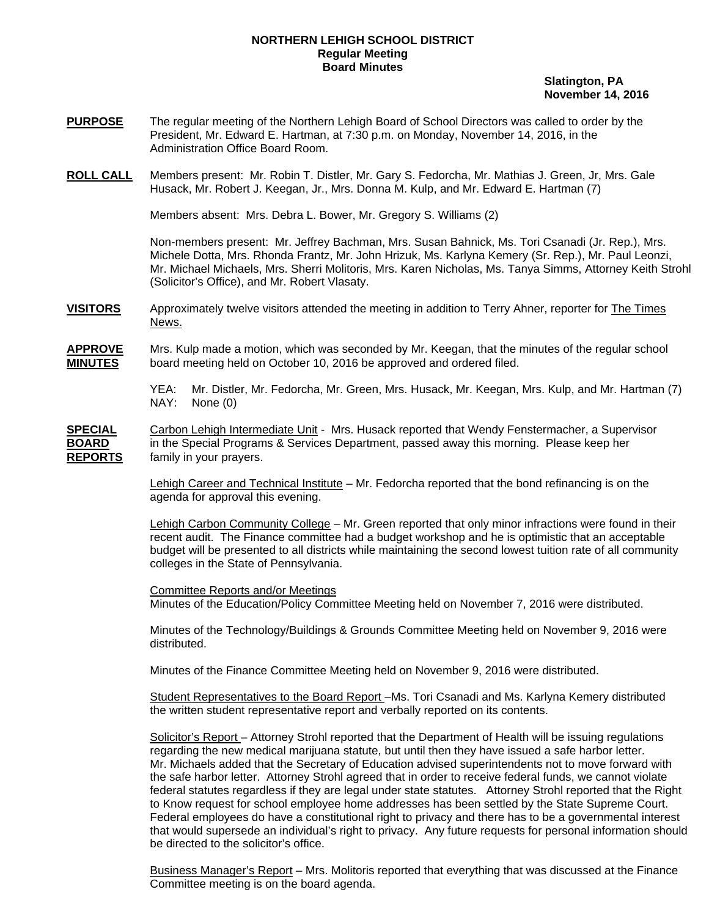**NORTHERN LEHIGH SCHOOL DISTRICT**
**Regular Meeting**
**Board Minutes**

**Slatington, PA**
**November 14, 2016**

**PURPOSE** The regular meeting of the Northern Lehigh Board of School Directors was called to order by the President, Mr. Edward E. Hartman, at 7:30 p.m. on Monday, November 14, 2016, in the Administration Office Board Room.

**ROLL CALL** Members present: Mr. Robin T. Distler, Mr. Gary S. Fedorcha, Mr. Mathias J. Green, Jr, Mrs. Gale Husack, Mr. Robert J. Keegan, Jr., Mrs. Donna M. Kulp, and Mr. Edward E. Hartman (7)

Members absent: Mrs. Debra L. Bower, Mr. Gregory S. Williams (2)

Non-members present: Mr. Jeffrey Bachman, Mrs. Susan Bahnick, Ms. Tori Csanadi (Jr. Rep.), Mrs. Michele Dotta, Mrs. Rhonda Frantz, Mr. John Hrizuk, Ms. Karlyna Kemery (Sr. Rep.), Mr. Paul Leonzi, Mr. Michael Michaels, Mrs. Sherri Molitoris, Mrs. Karen Nicholas, Ms. Tanya Simms, Attorney Keith Strohl (Solicitor's Office), and Mr. Robert Vlasaty.

**VISITORS** Approximately twelve visitors attended the meeting in addition to Terry Ahner, reporter for The Times News.

**APPROVE MINUTES** Mrs. Kulp made a motion, which was seconded by Mr. Keegan, that the minutes of the regular school board meeting held on October 10, 2016 be approved and ordered filed.

YEA: Mr. Distler, Mr. Fedorcha, Mr. Green, Mrs. Husack, Mr. Keegan, Mrs. Kulp, and Mr. Hartman (7)
NAY: None (0)

**SPECIAL BOARD REPORTS** Carbon Lehigh Intermediate Unit - Mrs. Husack reported that Wendy Fenstermacher, a Supervisor in the Special Programs & Services Department, passed away this morning. Please keep her family in your prayers.

Lehigh Career and Technical Institute – Mr. Fedorcha reported that the bond refinancing is on the agenda for approval this evening.

Lehigh Carbon Community College – Mr. Green reported that only minor infractions were found in their recent audit. The Finance committee had a budget workshop and he is optimistic that an acceptable budget will be presented to all districts while maintaining the second lowest tuition rate of all community colleges in the State of Pennsylvania.

Committee Reports and/or Meetings
Minutes of the Education/Policy Committee Meeting held on November 7, 2016 were distributed.

Minutes of the Technology/Buildings & Grounds Committee Meeting held on November 9, 2016 were distributed.

Minutes of the Finance Committee Meeting held on November 9, 2016 were distributed.

Student Representatives to the Board Report –Ms. Tori Csanadi and Ms. Karlyna Kemery distributed the written student representative report and verbally reported on its contents.

Solicitor's Report – Attorney Strohl reported that the Department of Health will be issuing regulations regarding the new medical marijuana statute, but until then they have issued a safe harbor letter. Mr. Michaels added that the Secretary of Education advised superintendents not to move forward with the safe harbor letter. Attorney Strohl agreed that in order to receive federal funds, we cannot violate federal statutes regardless if they are legal under state statutes. Attorney Strohl reported that the Right to Know request for school employee home addresses has been settled by the State Supreme Court. Federal employees do have a constitutional right to privacy and there has to be a governmental interest that would supersede an individual's right to privacy. Any future requests for personal information should be directed to the solicitor's office.

Business Manager's Report – Mrs. Molitoris reported that everything that was discussed at the Finance Committee meeting is on the board agenda.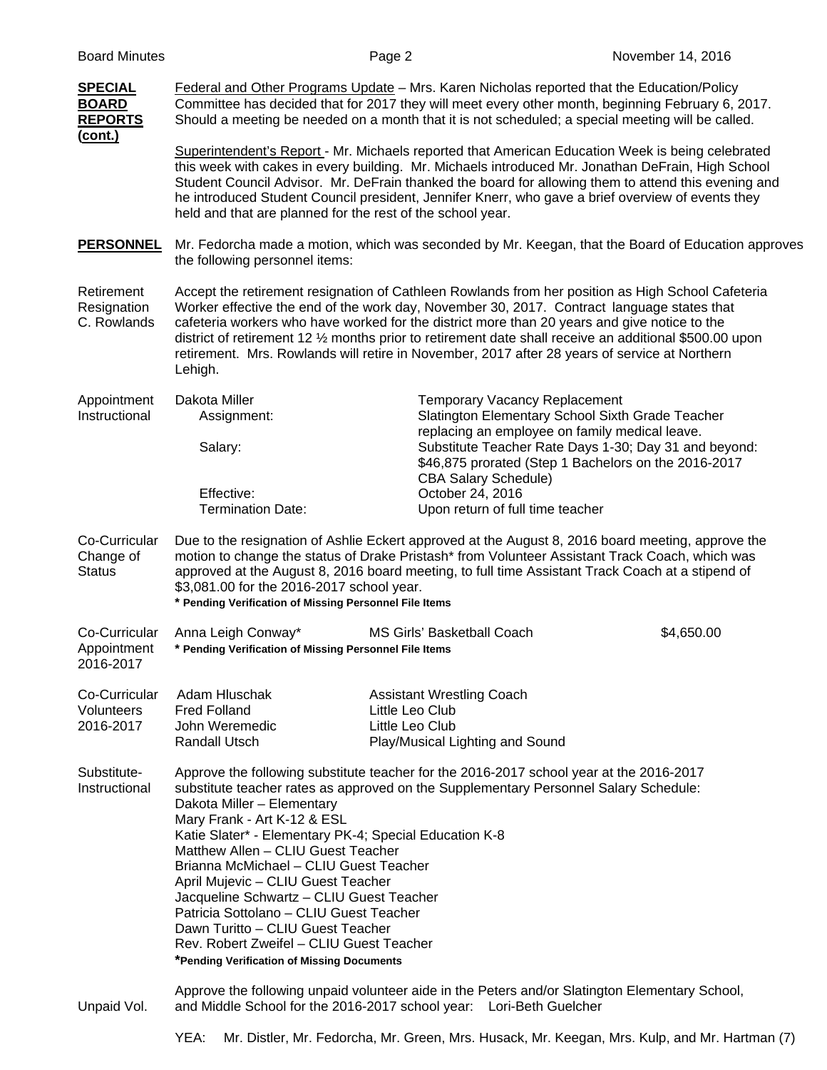**SPECIAL BOARD REPORTS (cont.)**

Federal and Other Programs Update – Mrs. Karen Nicholas reported that the Education/Policy Committee has decided that for 2017 they will meet every other month, beginning February 6, 2017. Should a meeting be needed on a month that it is not scheduled; a special meeting will be called.

Superintendent's Report - Mr. Michaels reported that American Education Week is being celebrated this week with cakes in every building. Mr. Michaels introduced Mr. Jonathan DeFrain, High School Student Council Advisor. Mr. DeFrain thanked the board for allowing them to attend this evening and he introduced Student Council president, Jennifer Knerr, who gave a brief overview of events they held and that are planned for the rest of the school year.

**PERSONNEL**

Mr. Fedorcha made a motion, which was seconded by Mr. Keegan, that the Board of Education approves the following personnel items:

**Retirement Resignation C. Rowlands**

Accept the retirement resignation of Cathleen Rowlands from her position as High School Cafeteria Worker effective the end of the work day, November 30, 2017. Contract language states that cafeteria workers who have worked for the district more than 20 years and give notice to the district of retirement 12 ½ months prior to retirement date shall receive an additional $500.00 upon retirement. Mrs. Rowlands will retire in November, 2017 after 28 years of service at Northern Lehigh.

**Appointment Instructional**

Dakota Miller — Temporary Vacancy Replacement
- Assignment: Slatington Elementary School Sixth Grade Teacher replacing an employee on family medical leave.
- Salary: Substitute Teacher Rate Days 1-30; Day 31 and beyond: $46,875 prorated (Step 1 Bachelors on the 2016-2017 CBA Salary Schedule)
- Effective: October 24, 2016
- Termination Date: Upon return of full time teacher

**Co-Curricular Change of Status**

Due to the resignation of Ashlie Eckert approved at the August 8, 2016 board meeting, approve the motion to change the status of Drake Pristash* from Volunteer Assistant Track Coach, which was approved at the August 8, 2016 board meeting, to full time Assistant Track Coach at a stipend of $3,081.00 for the 2016-2017 school year.

**\* Pending Verification of Missing Personnel File Items**

**Co-Curricular Appointment 2016-2017**

Anna Leigh Conway* — MS Girls' Basketball Coach — $4,650.00

**\* Pending Verification of Missing Personnel File Items**

**Co-Curricular Volunteers 2016-2017**

| Name | Position |
|---|---|
| Adam Hluschak | Assistant Wrestling Coach |
| Fred Folland | Little Leo Club |
| John Weremedic | Little Leo Club |
| Randall Utsch | Play/Musical Lighting and Sound |

**Substitute-Instructional**

Approve the following substitute teacher for the 2016-2017 school year at the 2016-2017 substitute teacher rates as approved on the Supplementary Personnel Salary Schedule:

Dakota Miller – Elementary
Mary Frank - Art K-12 & ESL
Katie Slater* - Elementary PK-4; Special Education K-8
Matthew Allen – CLIU Guest Teacher
Brianna McMichael – CLIU Guest Teacher
April Mujevic – CLIU Guest Teacher
Jacqueline Schwartz – CLIU Guest Teacher
Patricia Sottolano – CLIU Guest Teacher
Dawn Turitto – CLIU Guest Teacher
Rev. Robert Zweifel – CLIU Guest Teacher

**\*Pending Verification of Missing Documents**

**Unpaid Vol.**

Approve the following unpaid volunteer aide in the Peters and/or Slatington Elementary School, and Middle School for the 2016-2017 school year: Lori-Beth Guelcher

YEA: Mr. Distler, Mr. Fedorcha, Mr. Green, Mrs. Husack, Mr. Keegan, Mrs. Kulp, and Mr. Hartman (7)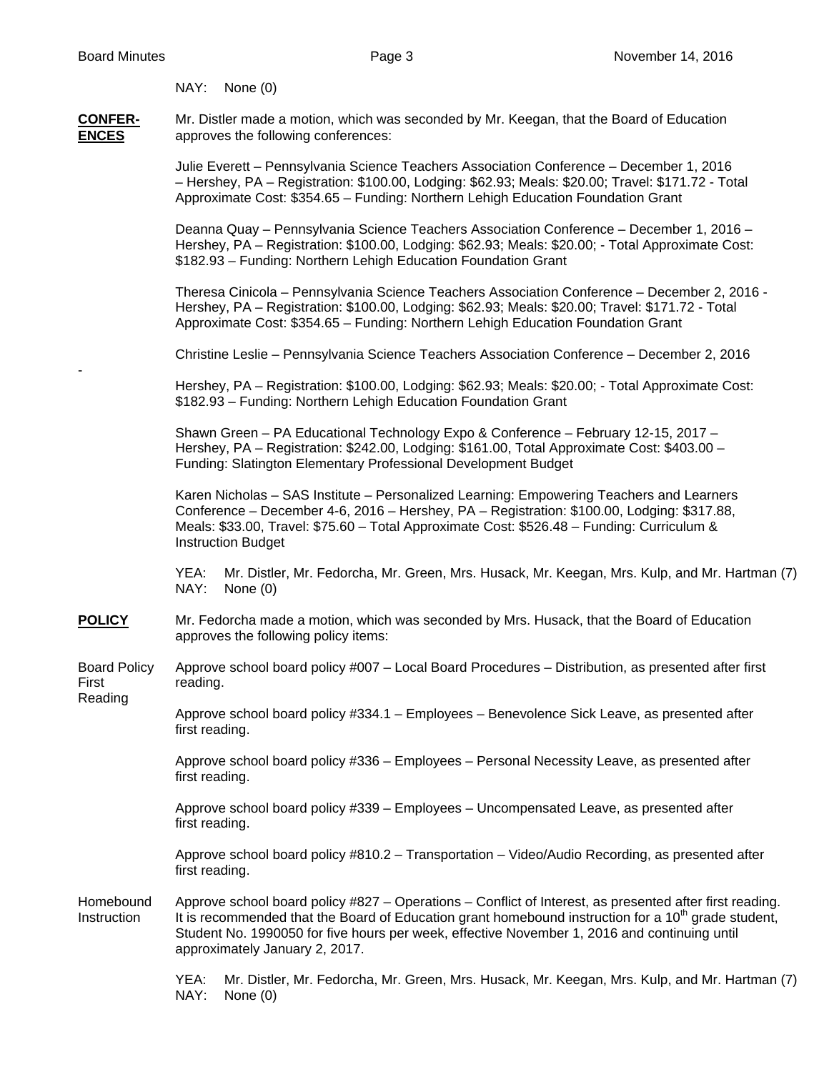NAY: None (0)

**CONFERENCES**

Mr. Distler made a motion, which was seconded by Mr. Keegan, that the Board of Education approves the following conferences:

Julie Everett – Pennsylvania Science Teachers Association Conference – December 1, 2016 – Hershey, PA – Registration: $100.00, Lodging: $62.93; Meals: $20.00; Travel: $171.72 - Total Approximate Cost: $354.65 – Funding: Northern Lehigh Education Foundation Grant

Deanna Quay – Pennsylvania Science Teachers Association Conference – December 1, 2016 – Hershey, PA – Registration: $100.00, Lodging: $62.93; Meals: $20.00; - Total Approximate Cost: $182.93 – Funding: Northern Lehigh Education Foundation Grant

Theresa Cinicola – Pennsylvania Science Teachers Association Conference – December 2, 2016 - Hershey, PA – Registration: $100.00, Lodging: $62.93; Meals: $20.00; Travel: $171.72 - Total Approximate Cost: $354.65 – Funding: Northern Lehigh Education Foundation Grant

Christine Leslie – Pennsylvania Science Teachers Association Conference – December 2, 2016 -

Hershey, PA – Registration: $100.00, Lodging: $62.93; Meals: $20.00; - Total Approximate Cost: $182.93 – Funding: Northern Lehigh Education Foundation Grant

Shawn Green – PA Educational Technology Expo & Conference – February 12-15, 2017 – Hershey, PA – Registration: $242.00, Lodging: $161.00, Total Approximate Cost: $403.00 – Funding: Slatington Elementary Professional Development Budget

Karen Nicholas – SAS Institute – Personalized Learning: Empowering Teachers and Learners Conference – December 4-6, 2016 – Hershey, PA – Registration: $100.00, Lodging: $317.88, Meals: $33.00, Travel: $75.60 – Total Approximate Cost: $526.48 – Funding: Curriculum & Instruction Budget

YEA: Mr. Distler, Mr. Fedorcha, Mr. Green, Mrs. Husack, Mr. Keegan, Mrs. Kulp, and Mr. Hartman (7)
NAY: None (0)

**POLICY**

Mr. Fedorcha made a motion, which was seconded by Mrs. Husack, that the Board of Education approves the following policy items:

Board Policy First Reading

Approve school board policy #007 – Local Board Procedures – Distribution, as presented after first reading.

Approve school board policy #334.1 – Employees – Benevolence Sick Leave, as presented after first reading.

Approve school board policy #336 – Employees – Personal Necessity Leave, as presented after first reading.

Approve school board policy #339 – Employees – Uncompensated Leave, as presented after first reading.

Approve school board policy #810.2 – Transportation – Video/Audio Recording, as presented after first reading.

Approve school board policy #827 – Operations – Conflict of Interest, as presented after first reading.

Homebound Instruction

It is recommended that the Board of Education grant homebound instruction for a 10th grade student, Student No. 1990050 for five hours per week, effective November 1, 2016 and continuing until approximately January 2, 2017.

YEA: Mr. Distler, Mr. Fedorcha, Mr. Green, Mrs. Husack, Mr. Keegan, Mrs. Kulp, and Mr. Hartman (7)
NAY: None (0)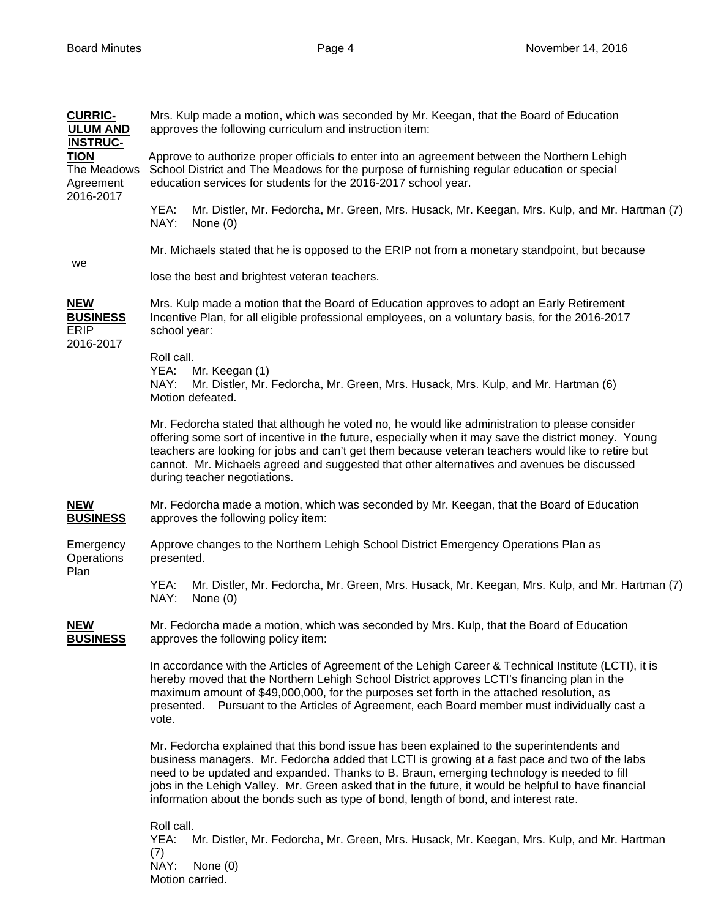**CURRICULUM AND INSTRUCTION**

The Meadows Agreement 2016-2017

Mrs. Kulp made a motion, which was seconded by Mr. Keegan, that the Board of Education approves the following curriculum and instruction item:

Approve to authorize proper officials to enter into an agreement between the Northern Lehigh School District and The Meadows for the purpose of furnishing regular education or special education services for students for the 2016-2017 school year.

YEA: Mr. Distler, Mr. Fedorcha, Mr. Green, Mrs. Husack, Mr. Keegan, Mrs. Kulp, and Mr. Hartman (7)
NAY: None (0)

Mr. Michaels stated that he is opposed to the ERIP not from a monetary standpoint, but because we lose the best and brightest veteran teachers.

**NEW BUSINESS**

ERIP 2016-2017

Mrs. Kulp made a motion that the Board of Education approves to adopt an Early Retirement Incentive Plan, for all eligible professional employees, on a voluntary basis, for the 2016-2017 school year:

Roll call.
YEA: Mr. Keegan (1)
NAY: Mr. Distler, Mr. Fedorcha, Mr. Green, Mrs. Husack, Mrs. Kulp, and Mr. Hartman (6)
Motion defeated.

Mr. Fedorcha stated that although he voted no, he would like administration to please consider offering some sort of incentive in the future, especially when it may save the district money. Young teachers are looking for jobs and can't get them because veteran teachers would like to retire but cannot. Mr. Michaels agreed and suggested that other alternatives and avenues be discussed during teacher negotiations.

**NEW BUSINESS**

Mr. Fedorcha made a motion, which was seconded by Mr. Keegan, that the Board of Education approves the following policy item:

Emergency Operations Plan

Approve changes to the Northern Lehigh School District Emergency Operations Plan as presented.

YEA: Mr. Distler, Mr. Fedorcha, Mr. Green, Mrs. Husack, Mr. Keegan, Mrs. Kulp, and Mr. Hartman (7)
NAY: None (0)

**NEW BUSINESS**

Mr. Fedorcha made a motion, which was seconded by Mrs. Kulp, that the Board of Education approves the following policy item:

In accordance with the Articles of Agreement of the Lehigh Career & Technical Institute (LCTI), it is hereby moved that the Northern Lehigh School District approves LCTI's financing plan in the maximum amount of $49,000,000, for the purposes set forth in the attached resolution, as presented. Pursuant to the Articles of Agreement, each Board member must individually cast a vote.

Mr. Fedorcha explained that this bond issue has been explained to the superintendents and business managers. Mr. Fedorcha added that LCTI is growing at a fast pace and two of the labs need to be updated and expanded. Thanks to B. Braun, emerging technology is needed to fill jobs in the Lehigh Valley. Mr. Green asked that in the future, it would be helpful to have financial information about the bonds such as type of bond, length of bond, and interest rate.

Roll call.
YEA: Mr. Distler, Mr. Fedorcha, Mr. Green, Mrs. Husack, Mr. Keegan, Mrs. Kulp, and Mr. Hartman (7)
NAY: None (0)
Motion carried.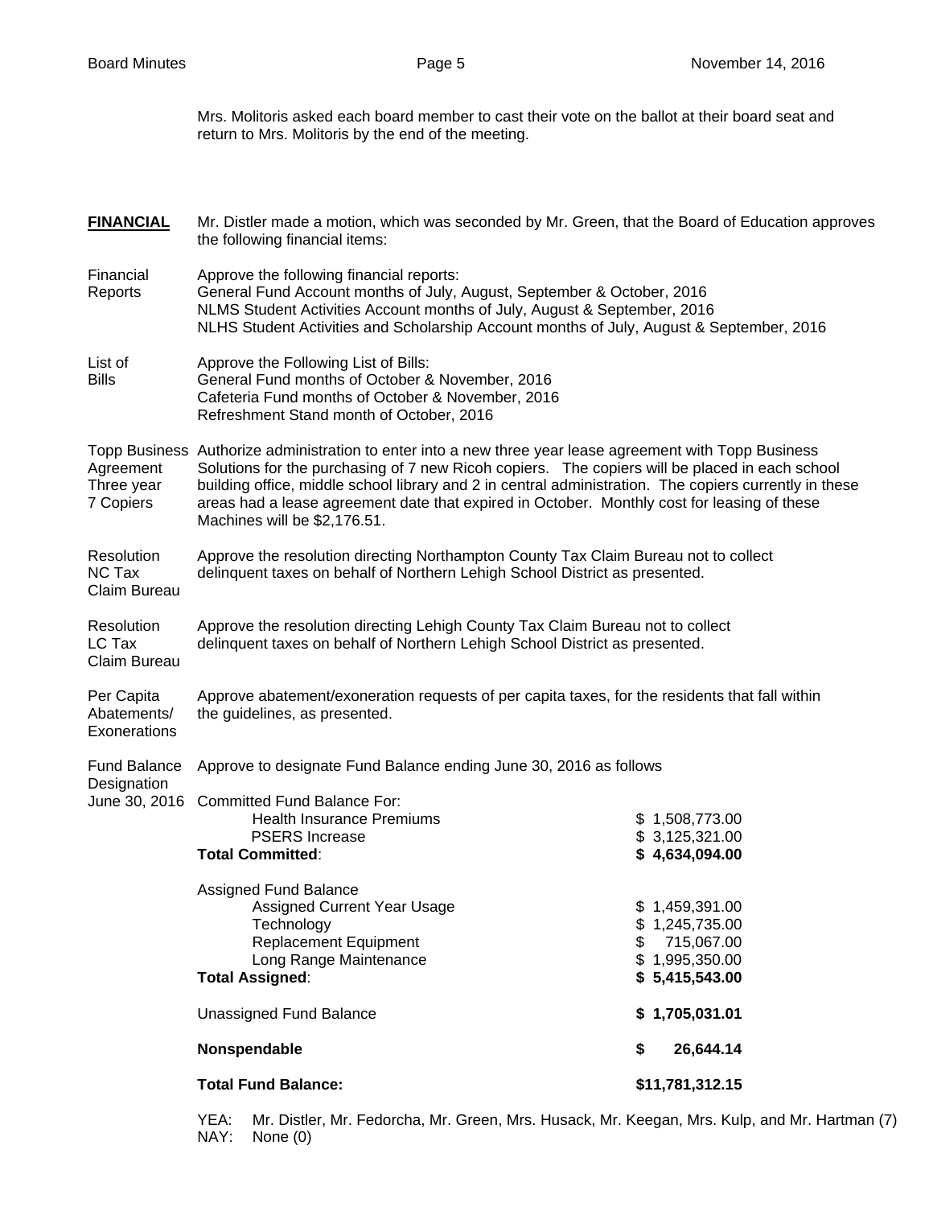Mrs. Molitoris asked each board member to cast their vote on the ballot at their board seat and return to Mrs. Molitoris by the end of the meeting.

**FINANCIAL** Mr. Distler made a motion, which was seconded by Mr. Green, that the Board of Education approves the following financial items:

Financial Reports — Approve the following financial reports:
General Fund Account months of July, August, September & October, 2016
NLMS Student Activities Account months of July, August & September, 2016
NLHS Student Activities and Scholarship Account months of July, August & September, 2016

List of Bills — Approve the Following List of Bills:
General Fund months of October & November, 2016
Cafeteria Fund months of October & November, 2016
Refreshment Stand month of October, 2016

Topp Business Agreement Three year 7 Copiers — Authorize administration to enter into a new three year lease agreement with Topp Business Solutions for the purchasing of 7 new Ricoh copiers. The copiers will be placed in each school building office, middle school library and 2 in central administration. The copiers currently in these areas had a lease agreement date that expired in October. Monthly cost for leasing of these Machines will be $2,176.51.

Resolution NC Tax Claim Bureau — Approve the resolution directing Northampton County Tax Claim Bureau not to collect delinquent taxes on behalf of Northern Lehigh School District as presented.

Resolution LC Tax Claim Bureau — Approve the resolution directing Lehigh County Tax Claim Bureau not to collect delinquent taxes on behalf of Northern Lehigh School District as presented.

Per Capita Abatements/ Exonerations — Approve abatement/exoneration requests of per capita taxes, for the residents that fall within the guidelines, as presented.

Fund Balance Designation June 30, 2016 — Approve to designate Fund Balance ending June 30, 2016 as follows

| | |
|---|---|
| Committed Fund Balance For: | |
| Health Insurance Premiums | $ 1,508,773.00 |
| PSERS Increase | $ 3,125,321.00 |
| **Total Committed**: | **$ 4,634,094.00** |
| Assigned Fund Balance | |
| Assigned Current Year Usage | $ 1,459,391.00 |
| Technology | $ 1,245,735.00 |
| Replacement Equipment | $ 715,067.00 |
| Long Range Maintenance | $ 1,995,350.00 |
| **Total Assigned**: | **$ 5,415,543.00** |
| Unassigned Fund Balance | **$ 1,705,031.01** |
| **Nonspendable** | **$ 26,644.14** |
| **Total Fund Balance:** | **$11,781,312.15** |

YEA: Mr. Distler, Mr. Fedorcha, Mr. Green, Mrs. Husack, Mr. Keegan, Mrs. Kulp, and Mr. Hartman (7)
NAY: None (0)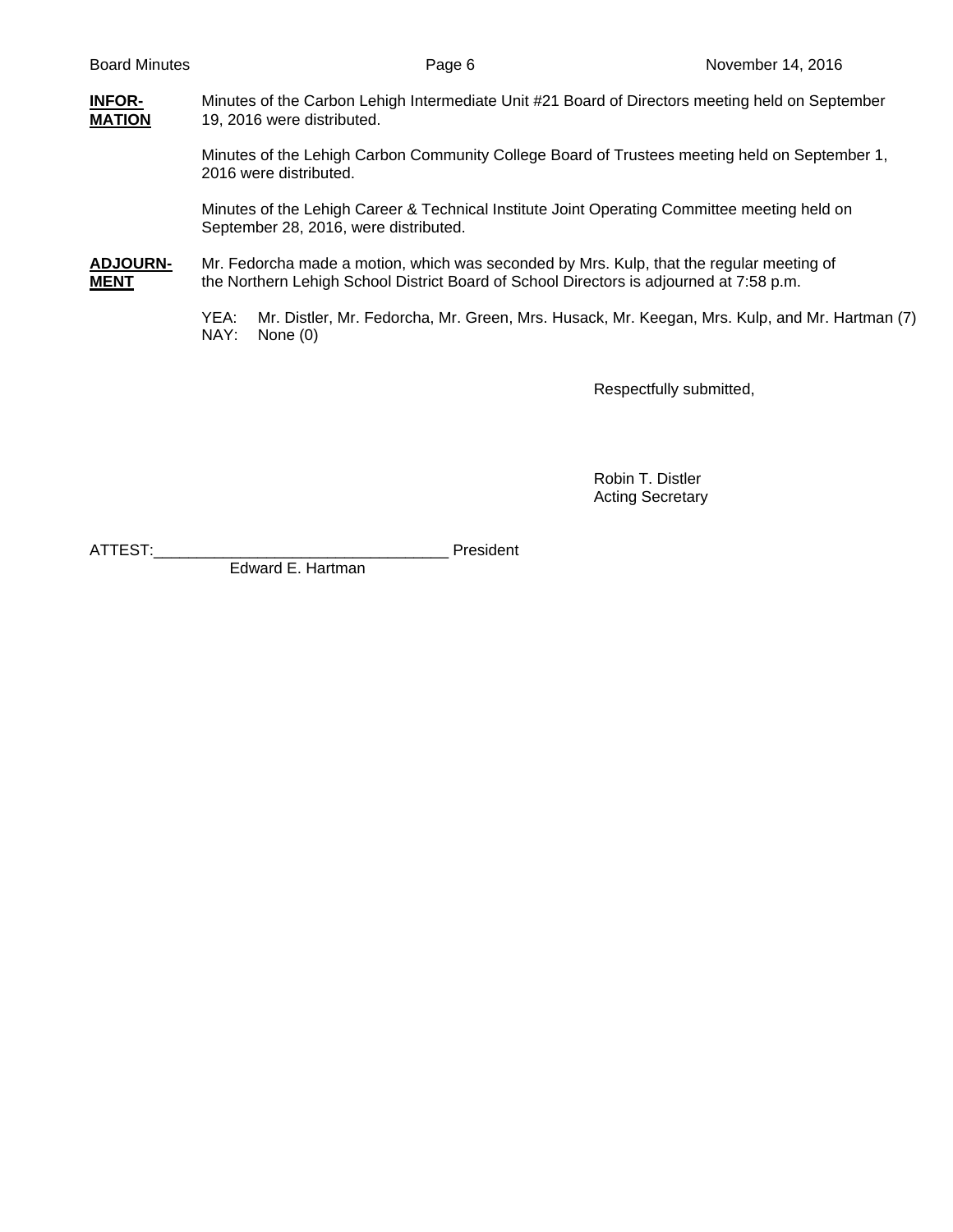**INFORMATION**

Minutes of the Carbon Lehigh Intermediate Unit #21 Board of Directors meeting held on September 19, 2016 were distributed.

Minutes of the Lehigh Carbon Community College Board of Trustees meeting held on September 1, 2016 were distributed.

Minutes of the Lehigh Career & Technical Institute Joint Operating Committee meeting held on September 28, 2016, were distributed.

**ADJOURNMENT**

Mr. Fedorcha made a motion, which was seconded by Mrs. Kulp, that the regular meeting of the Northern Lehigh School District Board of School Directors is adjourned at 7:58 p.m.

YEA: Mr. Distler, Mr. Fedorcha, Mr. Green, Mrs. Husack, Mr. Keegan, Mrs. Kulp, and Mr. Hartman (7)
NAY: None (0)

Respectfully submitted,

Robin T. Distler
Acting Secretary

ATTEST:_________________________________ President
Edward E. Hartman